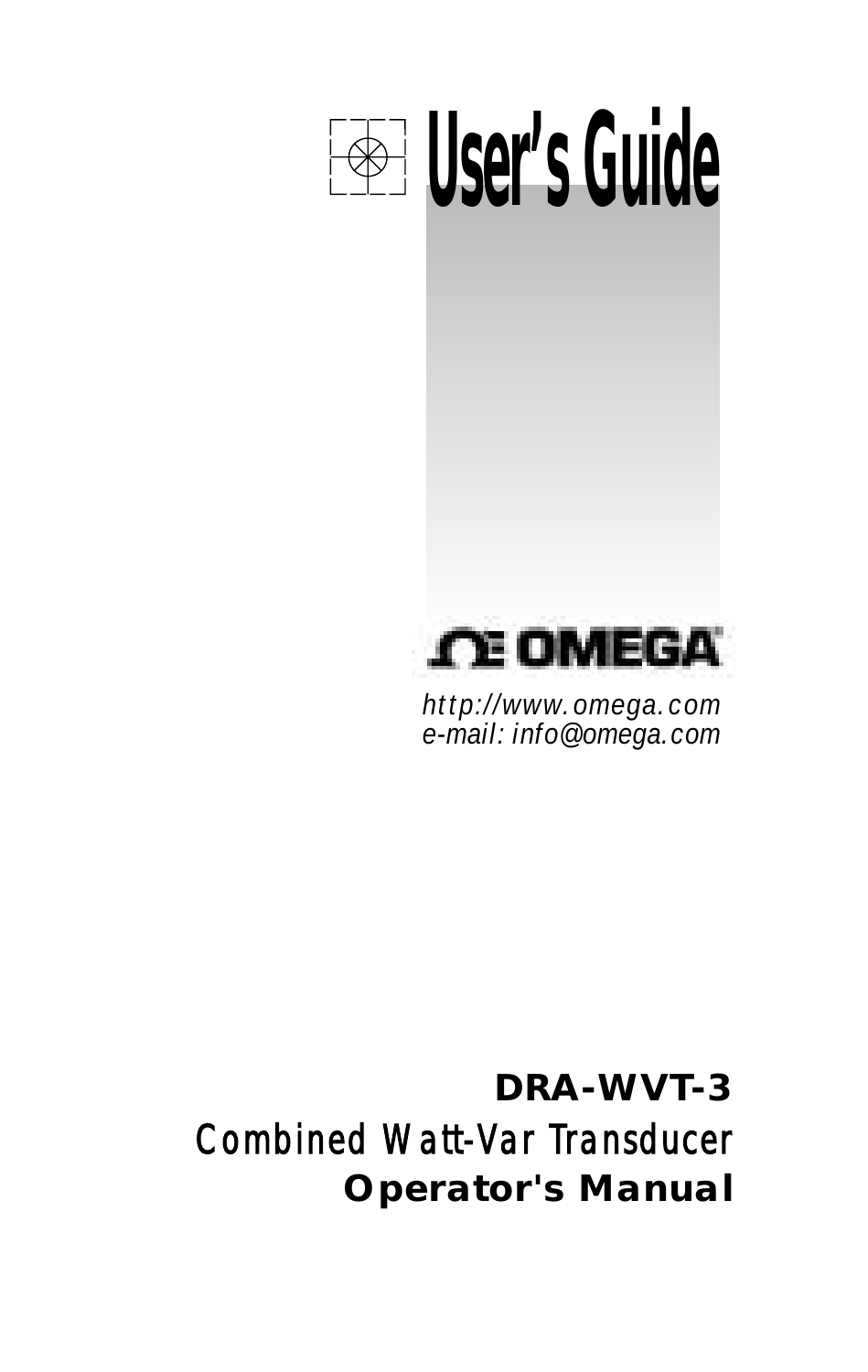# User's Guide

OMEGA

*http://www.omega.com*
*e-mail: info@omega.com*

**DRA-WVT-3**

Combined Watt-Var Transducer

**Operator's Manual**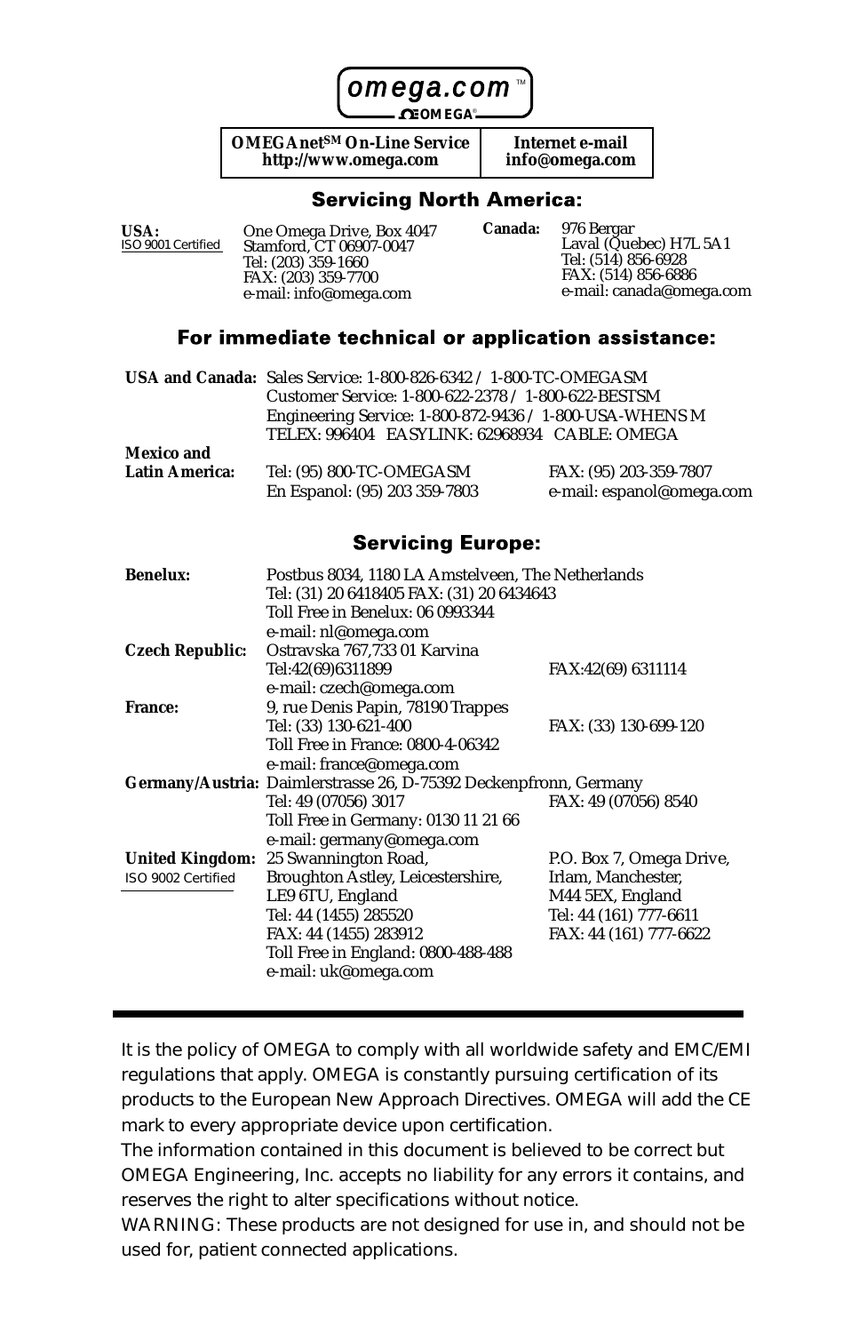omega.com™

OMEGA®

| OMEGAnet[SM] On-Line Service http://www.omega.com | Internet e-mail info@omega.com |
|---|---|

## Servicing North America:

**USA:**
ISO 9001 Certified

One Omega Drive, Box 4047
Stamford, CT 06907-0047
Tel: (203) 359-1660
FAX: (203) 359-7700
e-mail: info@omega.com

**Canada:**

976 Bergar
Laval (Quebec) H7L 5A1
Tel: (514) 856-6928
FAX: (514) 856-6886
e-mail: canada@omega.com

## For immediate technical or application assistance:

**USA and Canada:** Sales Service: 1-800-826-6342 / 1-800-TC-OMEGASM
Customer Service: 1-800-622-2378 / 1-800-622-BESTSM
Engineering Service: 1-800-872-9436 / 1-800-USA-WHENS M
TELEX: 996404 EASYLINK: 62968934 CABLE: OMEGA

**Mexico and Latin America:** Tel: (95) 800-TC-OMEGASM
En Espanol: (95) 203 359-7803
FAX: (95) 203-359-7807
e-mail: espanol@omega.com

## Servicing Europe:

**Benelux:** Postbus 8034, 1180 LA Amstelveen, The Netherlands
Tel: (31) 20 6418405 FAX: (31) 20 6434643
Toll Free in Benelux: 06 0993344
e-mail: nl@omega.com

**Czech Republic:** Ostravska 767,733 01 Karvina
Tel:42(69)6311899
FAX:42(69) 6311114
e-mail: czech@omega.com

**France:** 9, rue Denis Papin, 78190 Trappes
Tel: (33) 130-621-400
FAX: (33) 130-699-120
Toll Free in France: 0800-4-06342
e-mail: france@omega.com

**Germany/Austria:** Daimlerstrasse 26, D-75392 Deckenpfronn, Germany
Tel: 49 (07056) 3017
FAX: 49 (07056) 8540
Toll Free in Germany: 0130 11 21 66
e-mail: germany@omega.com

**United Kingdom:**
ISO 9002 Certified

25 Swannington Road,
Broughton Astley, Leicestershire,
LE9 6TU, England
Tel: 44 (1455) 285520
FAX: 44 (1455) 283912
Toll Free in England: 0800-488-488
e-mail: uk@omega.com

P.O. Box 7, Omega Drive,
Irlam, Manchester,
M44 5EX, England
Tel: 44 (161) 777-6611
FAX: 44 (161) 777-6622

---

It is the policy of OMEGA to comply with all worldwide safety and EMC/EMI regulations that apply. OMEGA is constantly pursuing certification of its products to the European New Approach Directives. OMEGA will add the CE mark to every appropriate device upon certification.

The information contained in this document is believed to be correct but OMEGA Engineering, Inc. accepts no liability for any errors it contains, and reserves the right to alter specifications without notice.

WARNING: These products are not designed for use in, and should not be used for, patient connected applications.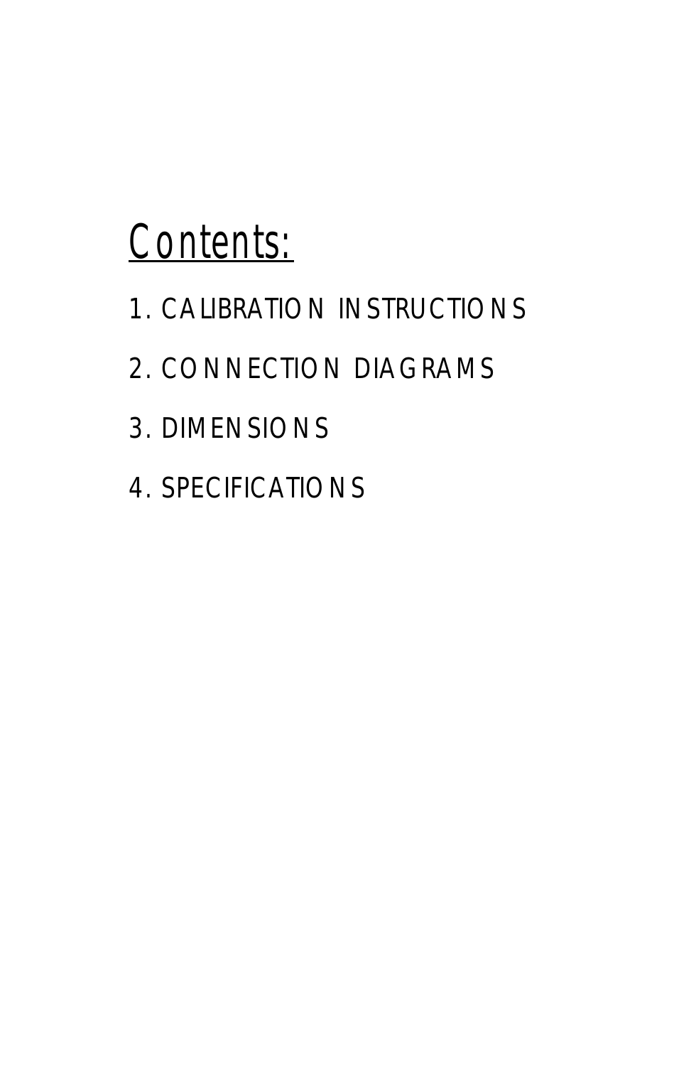# Contents:

1. CALIBRATION INSTRUCTIONS
2. CONNECTION DIAGRAMS
3. DIMENSIONS
4. SPECIFICATIONS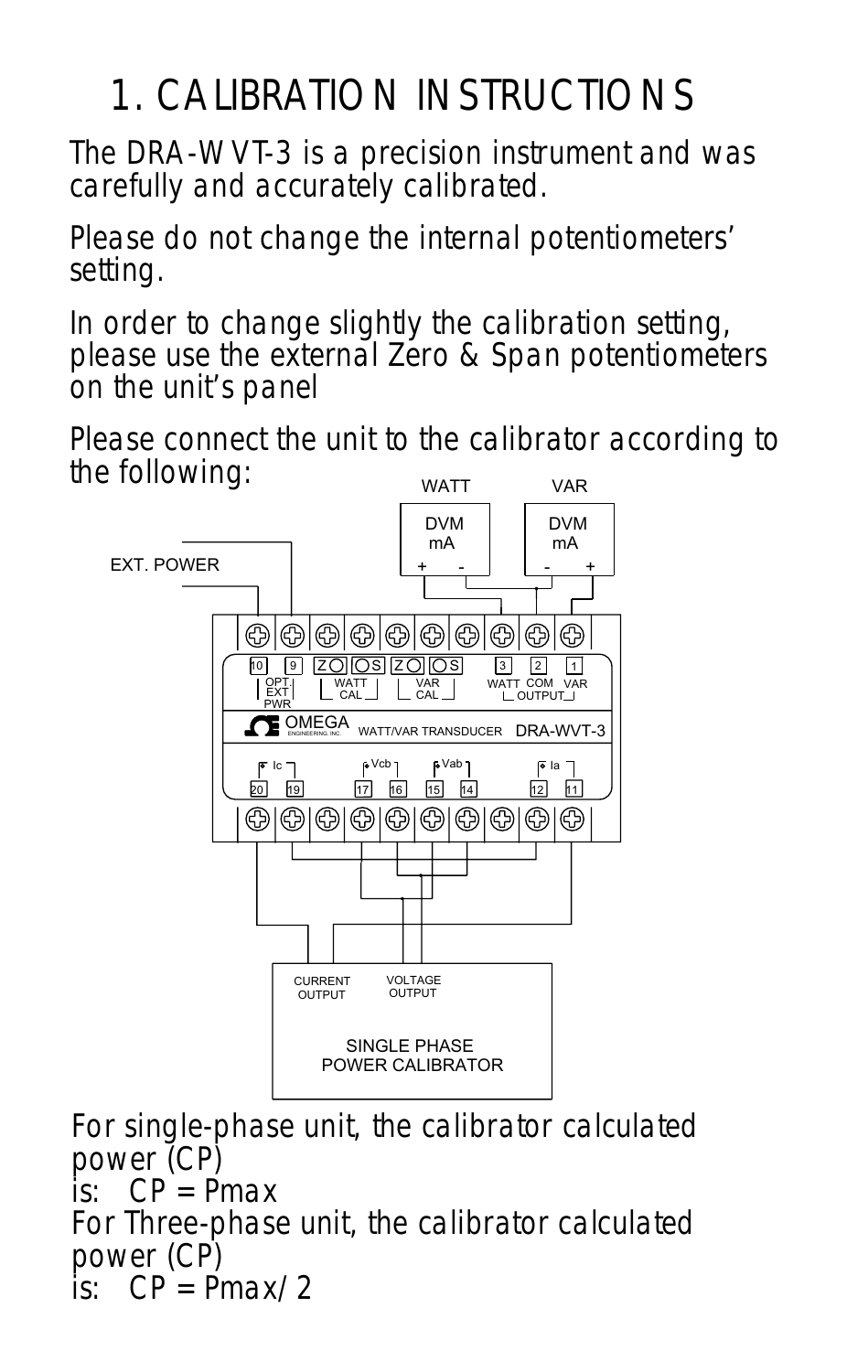# 1. CALIBRATION INSTRUCTIONS

The DRA-WVT-3 is a precision instrument and was carefully and accurately calibrated.

Please do not change the internal potentiometers' setting.

In order to change slightly the calibration setting, please use the external Zero & Span potentiometers on the unit's panel

Please connect the unit to the calibrator according to the following:

For single-phase unit, the calibrator calculated power (CP) is: CP = Pmax

For Three-phase unit, the calibrator calculated power (CP) is: CP = Pmax/2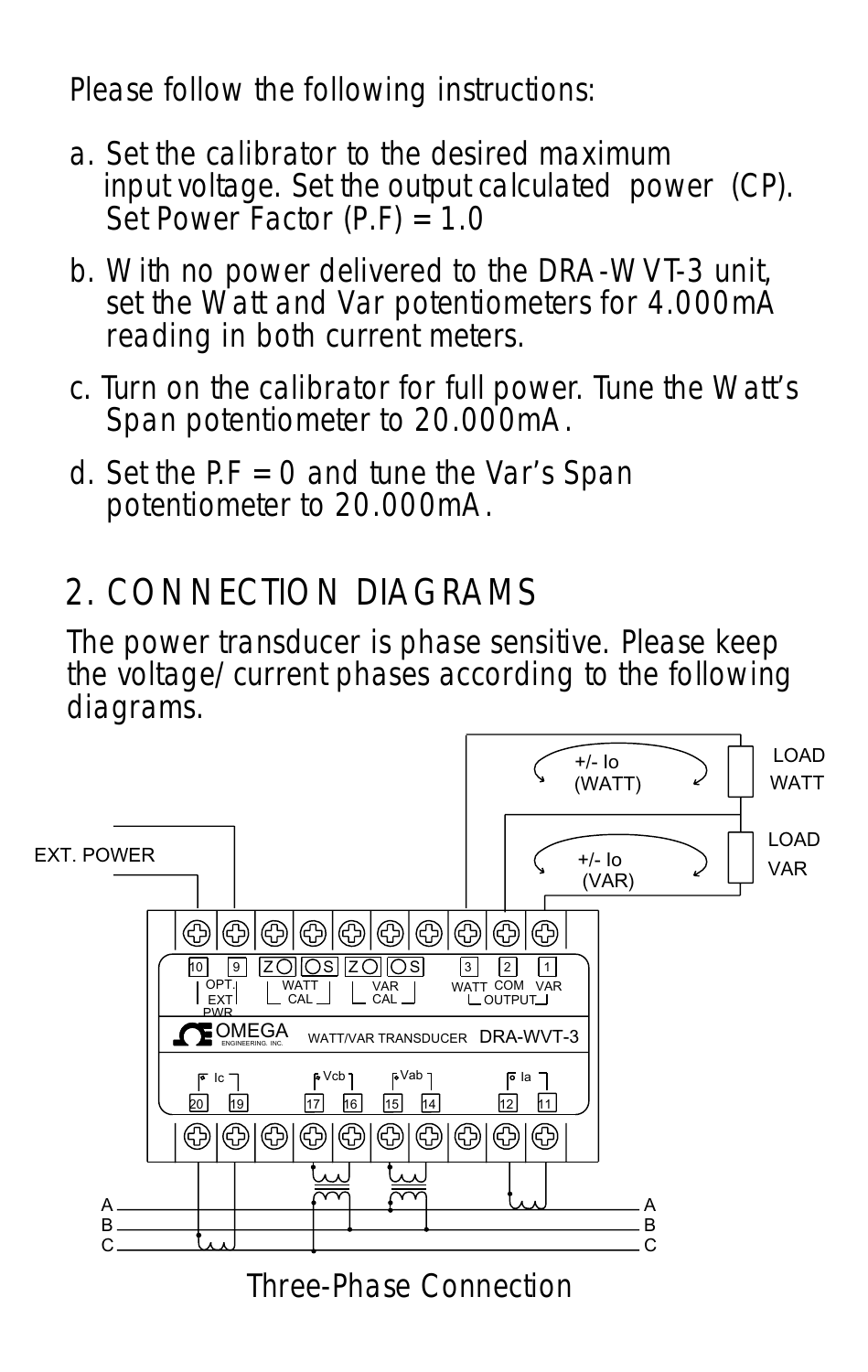Please follow the following instructions:

a. Set the calibrator to the desired maximum input voltage. Set the output calculated power (CP). Set Power Factor (P.F) = 1.0

b. With no power delivered to the DRA-WVT-3 unit, set the Watt and Var potentiometers for 4.000mA reading in both current meters.

c. Turn on the calibrator for full power. Tune the Watt's Span potentiometer to 20.000mA.

d. Set the P.F = 0 and tune the Var's Span potentiometer to 20.000mA.

## 2. CONNECTION DIAGRAMS

The power transducer is phase sensitive. Please keep the voltage/current phases according to the following diagrams.

Three-Phase Connection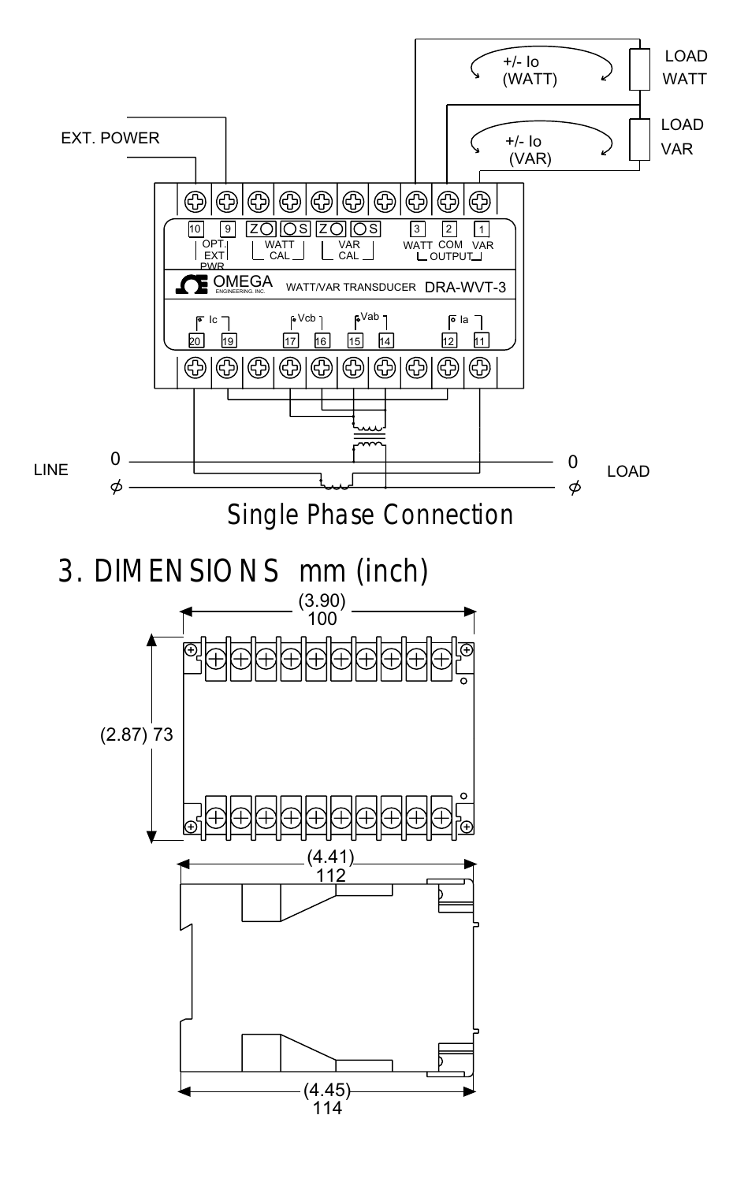Single Phase Connection

## 3. DIMENSIONS mm (inch)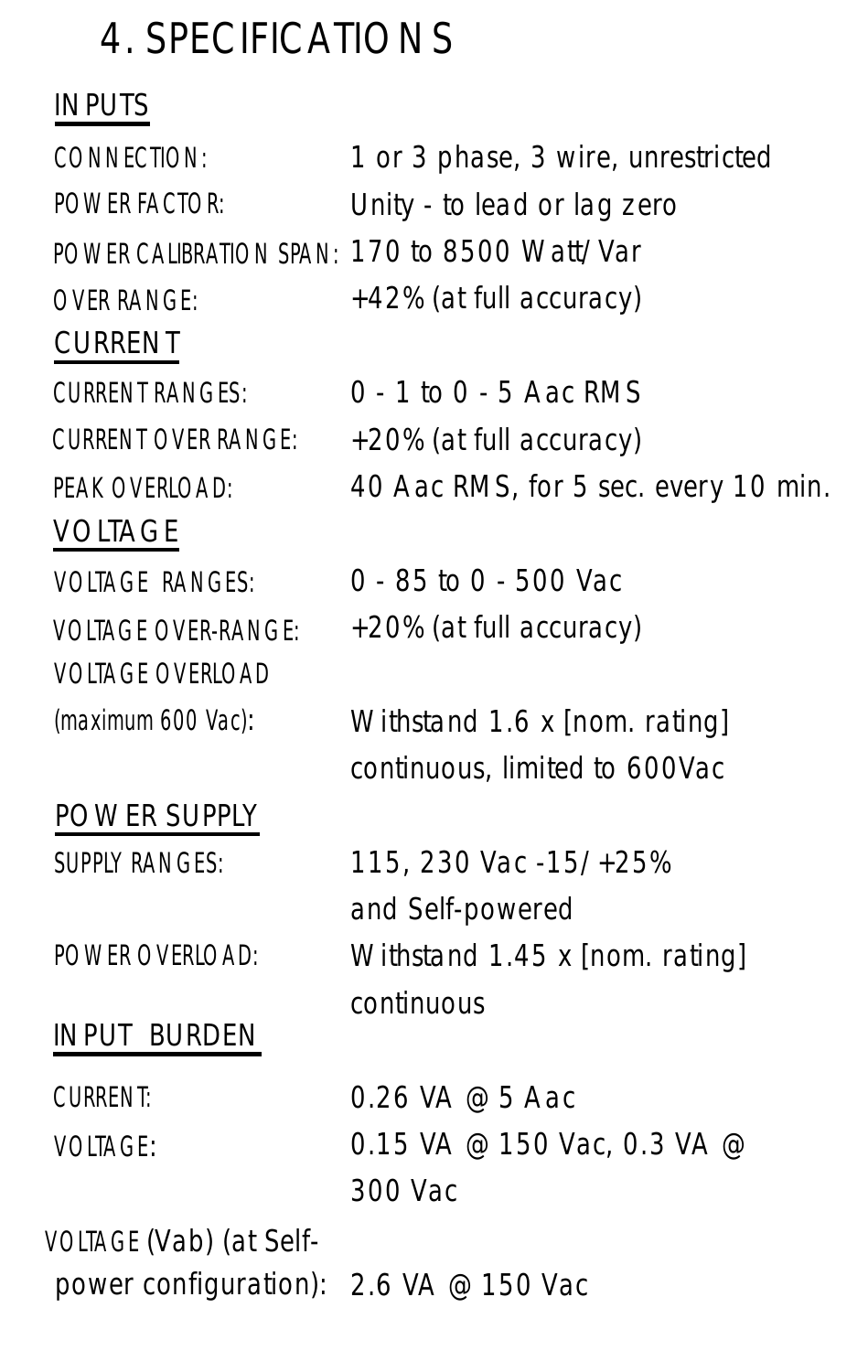# 4. SPECIFICATIONS

## INPUTS

| | |
|---|---|
| CONNECTION: | 1 or 3 phase, 3 wire, unrestricted |
| POWER FACTOR: | Unity - to lead or lag zero |
| POWER CALIBRATION SPAN: | 170 to 8500 Watt/Var |
| OVER RANGE: | +42% (at full accuracy) |

## CURRENT

| | |
|---|---|
| CURRENT RANGES: | 0 - 1 to 0 - 5 Aac RMS |
| CURRENT OVER RANGE: | +20% (at full accuracy) |
| PEAK OVERLOAD: | 40 Aac RMS, for 5 sec. every 10 min. |

## VOLTAGE

| | |
|---|---|
| VOLTAGE RANGES: | 0 - 85 to 0 - 500 Vac |
| VOLTAGE OVER-RANGE: | +20% (at full accuracy) |
| VOLTAGE OVERLOAD (maximum 600 Vac): | Withstand 1.6 x [nom. rating] continuous, limited to 600Vac |

## POWER SUPPLY

| | |
|---|---|
| SUPPLY RANGES: | 115, 230 Vac -15/+25% and Self-powered |
| POWER OVERLOAD: | Withstand 1.45 x [nom. rating] continuous |

## INPUT BURDEN

| | |
|---|---|
| CURRENT: | 0.26 VA @ 5 Aac |
| VOLTAGE: | 0.15 VA @ 150 Vac, 0.3 VA @ 300 Vac |
| VOLTAGE (Vab) (at Self-power configuration): | 2.6 VA @ 150 Vac |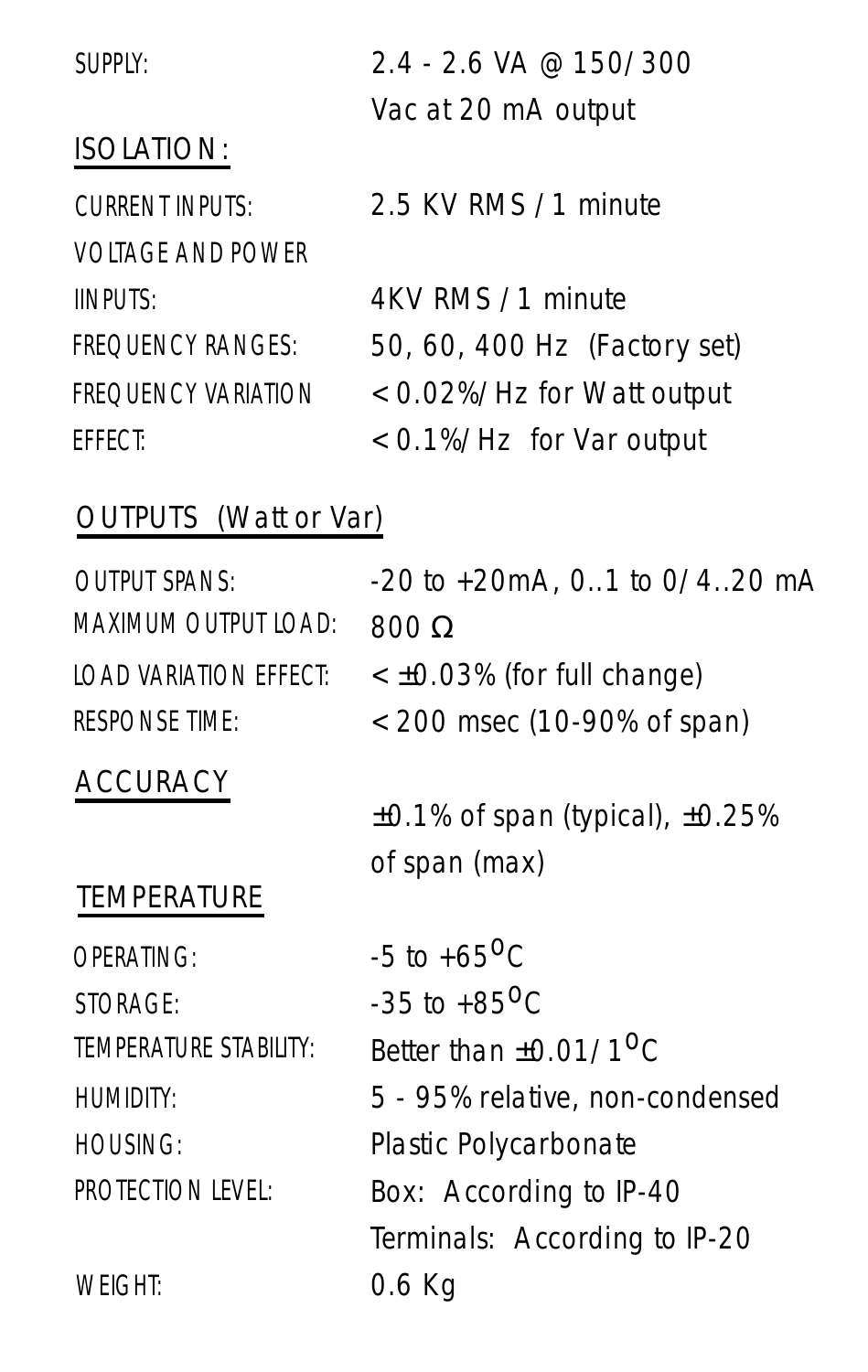SUPPLY: 2.4 - 2.6 VA @ 150/300 Vac at 20 mA output

## ISOLATION:

| | |
|---|---|
| CURRENT INPUTS: | 2.5 KV RMS / 1 minute |
| VOLTAGE AND POWER IINPUTS: | 4KV RMS / 1 minute |
| FREQUENCY RANGES: | 50, 60, 400 Hz (Factory set) |
| FREQUENCY VARIATION EFFECT: | < 0.02%/Hz for Watt output<br>< 0.1%/Hz for Var output |

## OUTPUTS (Watt or Var)

| | |
|---|---|
| OUTPUT SPANS: | -20 to +20mA, 0..1 to 0/4..20 mA |
| MAXIMUM OUTPUT LOAD: | 800 Ω |
| LOAD VARIATION EFFECT: | < ±0.03% (for full change) |
| RESPONSE TIME: | < 200 msec (10-90% of span) |

## ACCURACY

±0.1% of span (typical), ±0.25% of span (max)

## TEMPERATURE

| | |
|---|---|
| OPERATING: | -5 to +65 $^{O}$C |
| STORAGE: | -35 to +85 $^{O}$C |
| TEMPERATURE STABILITY: | Better than ±0.01/1 $^{O}$C |
| HUMIDITY: | 5 - 95% relative, non-condensed |
| HOUSING: | Plastic Polycarbonate |
| PROTECTION LEVEL: | Box: According to IP-40<br>Terminals: According to IP-20 |
| WEIGHT: | 0.6 Kg |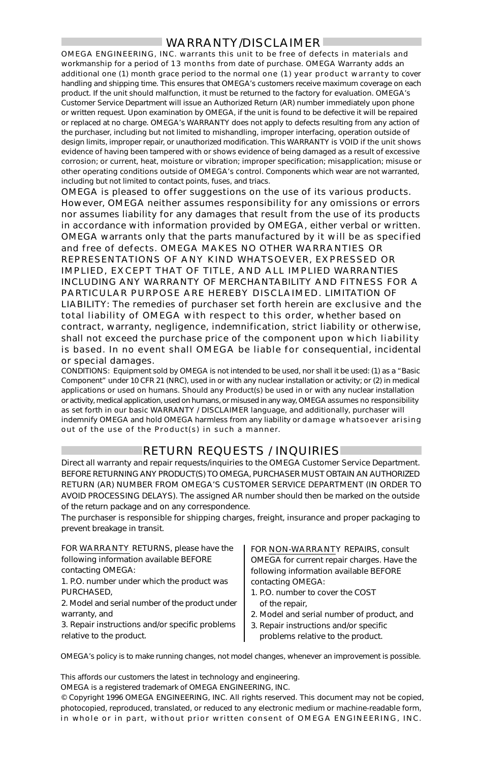## WARRANTY/DISCLAIMER

OMEGA ENGINEERING, INC. warrants this unit to be free of defects in materials and workmanship for a period of 13 months from date of purchase. OMEGA Warranty adds an additional one (1) month grace period to the normal one (1) year product warranty to cover handling and shipping time. This ensures that OMEGA's customers receive maximum coverage on each product. If the unit should malfunction, it must be returned to the factory for evaluation. OMEGA's Customer Service Department will issue an Authorized Return (AR) number immediately upon phone or written request. Upon examination by OMEGA, if the unit is found to be defective it will be repaired or replaced at no charge. OMEGA's WARRANTY does not apply to defects resulting from any action of the purchaser, including but not limited to mishandling, improper interfacing, operation outside of design limits, improper repair, or unauthorized modification. This WARRANTY is VOID if the unit shows evidence of having been tampered with or shows evidence of being damaged as a result of excessive corrosion; or current, heat, moisture or vibration; improper specification; misapplication; misuse or other operating conditions outside of OMEGA's control. Components which wear are not warranted, including but not limited to contact points, fuses, and triacs.

OMEGA is pleased to offer suggestions on the use of its various products. However, OMEGA neither assumes responsibility for any omissions or errors nor assumes liability for any damages that result from the use of its products in accordance with information provided by OMEGA, either verbal or written. OMEGA warrants only that the parts manufactured by it will be as specified and free of defects. OMEGA MAKES NO OTHER WARRANTIES OR REPRESENTATIONS OF ANY KIND WHATSOEVER, EXPRESSED OR IMPLIED, EXCEPT THAT OF TITLE, AND ALL IMPLIED WARRANTIES INCLUDING ANY WARRANTY OF MERCHANTABILITY AND FITNESS FOR A PARTICULAR PURPOSE ARE HEREBY DISCLAIMED. LIMITATION OF LIABILITY: The remedies of purchaser set forth herein are exclusive and the total liability of OMEGA with respect to this order, whether based on contract, warranty, negligence, indemnification, strict liability or otherwise, shall not exceed the purchase price of the component upon which liability is based. In no event shall OMEGA be liable for consequential, incidental or special damages.

CONDITIONS: Equipment sold by OMEGA is not intended to be used, nor shall it be used: (1) as a "Basic Component" under 10 CFR 21 (NRC), used in or with any nuclear installation or activity; or (2) in medical applications or used on humans. Should any Product(s) be used in or with any nuclear installation or activity, medical application, used on humans, or misused in any way, OMEGA assumes no responsibility as set forth in our basic WARRANTY / DISCLAIMER language, and additionally, purchaser will indemnify OMEGA and hold OMEGA harmless from any liability or damage whatsoever arising out of the use of the Product(s) in such a manner.

## RETURN REQUESTS / INQUIRIES

Direct all warranty and repair requests/inquiries to the OMEGA Customer Service Department. BEFORE RETURNING ANY PRODUCT(S) TO OMEGA, PURCHASER MUST OBTAIN AN AUTHORIZED RETURN (AR) NUMBER FROM OMEGA'S CUSTOMER SERVICE DEPARTMENT (IN ORDER TO AVOID PROCESSING DELAYS). The assigned AR number should then be marked on the outside of the return package and on any correspondence.

The purchaser is responsible for shipping charges, freight, insurance and proper packaging to prevent breakage in transit.

FOR WARRANTY RETURNS, please have the following information available BEFORE contacting OMEGA:

1. P.O. number under which the product was PURCHASED,
2. Model and serial number of the product under warranty, and
3. Repair instructions and/or specific problems relative to the product.

FOR NON-WARRANTY REPAIRS, consult OMEGA for current repair charges. Have the following information available BEFORE contacting OMEGA:

1. P.O. number to cover the COST of the repair,
2. Model and serial number of product, and
3. Repair instructions and/or specific problems relative to the product.

OMEGA's policy is to make running changes, not model changes, whenever an improvement is possible.

This affords our customers the latest in technology and engineering.

OMEGA is a registered trademark of OMEGA ENGINEERING, INC.

© Copyright 1996 OMEGA ENGINEERING, INC. All rights reserved. This document may not be copied, photocopied, reproduced, translated, or reduced to any electronic medium or machine-readable form, in whole or in part, without prior written consent of OMEGA ENGINEERING, INC.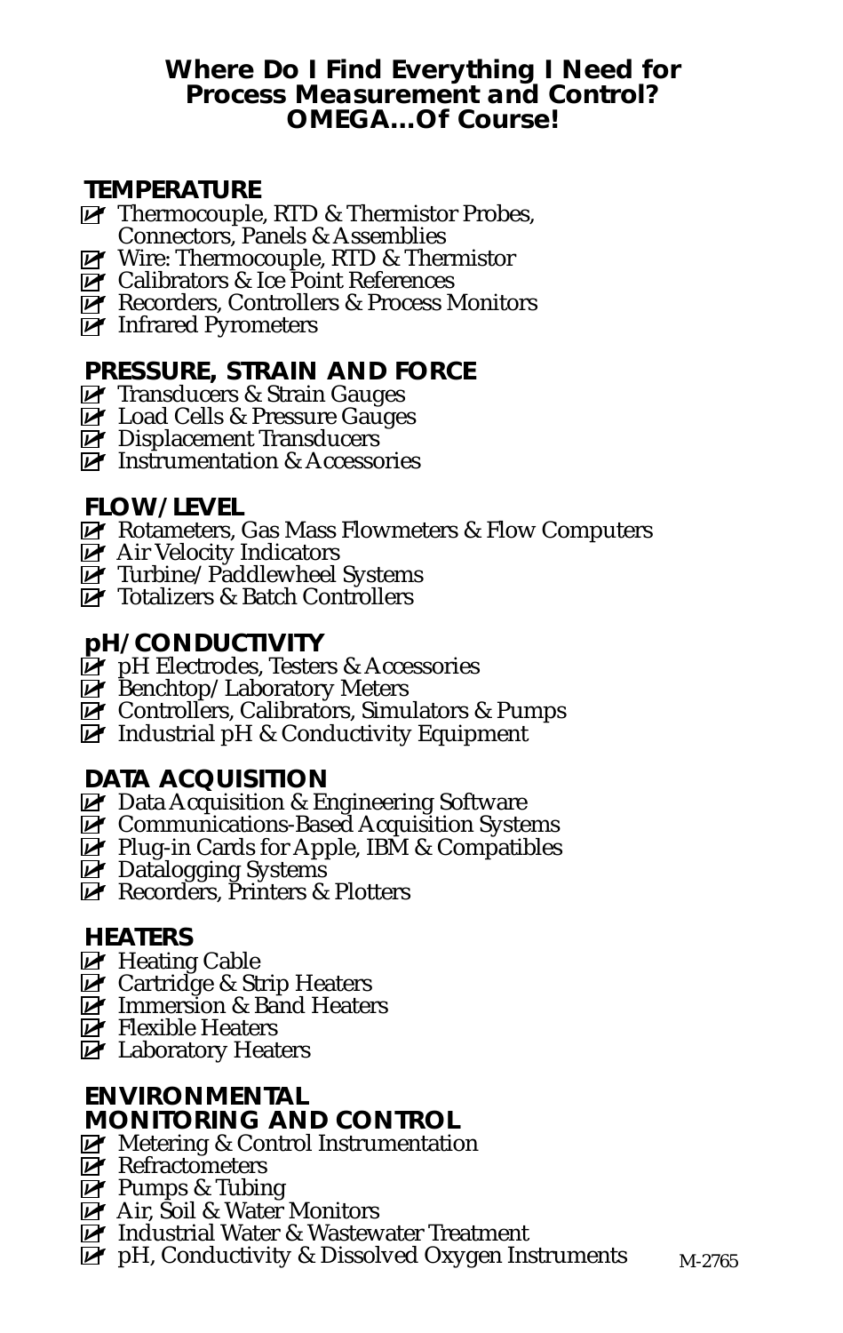**Where Do I Find Everything I Need for Process Measurement and Control? OMEGA…Of Course!**

## TEMPERATURE

- Thermocouple, RTD & Thermistor Probes, Connectors, Panels & Assemblies
- Wire: Thermocouple, RTD & Thermistor
- Calibrators & Ice Point References
- Recorders, Controllers & Process Monitors
- Infrared Pyrometers

## PRESSURE, STRAIN AND FORCE

- Transducers & Strain Gauges
- Load Cells & Pressure Gauges
- Displacement Transducers
- Instrumentation & Accessories

## FLOW/LEVEL

- Rotameters, Gas Mass Flowmeters & Flow Computers
- Air Velocity Indicators
- Turbine/Paddlewheel Systems
- Totalizers & Batch Controllers

## pH/CONDUCTIVITY

- pH Electrodes, Testers & Accessories
- Benchtop/Laboratory Meters
- Controllers, Calibrators, Simulators & Pumps
- Industrial pH & Conductivity Equipment

## DATA ACQUISITION

- Data Acquisition & Engineering Software
- Communications-Based Acquisition Systems
- Plug-in Cards for Apple, IBM & Compatibles
- Datalogging Systems
- Recorders, Printers & Plotters

## HEATERS

- Heating Cable
- Cartridge & Strip Heaters
- Immersion & Band Heaters
- Flexible Heaters
- Laboratory Heaters

## ENVIRONMENTAL MONITORING AND CONTROL

- Metering & Control Instrumentation
- Refractometers
- Pumps & Tubing
- Air, Soil & Water Monitors
- Industrial Water & Wastewater Treatment
- pH, Conductivity & Dissolved Oxygen Instruments

M-2765